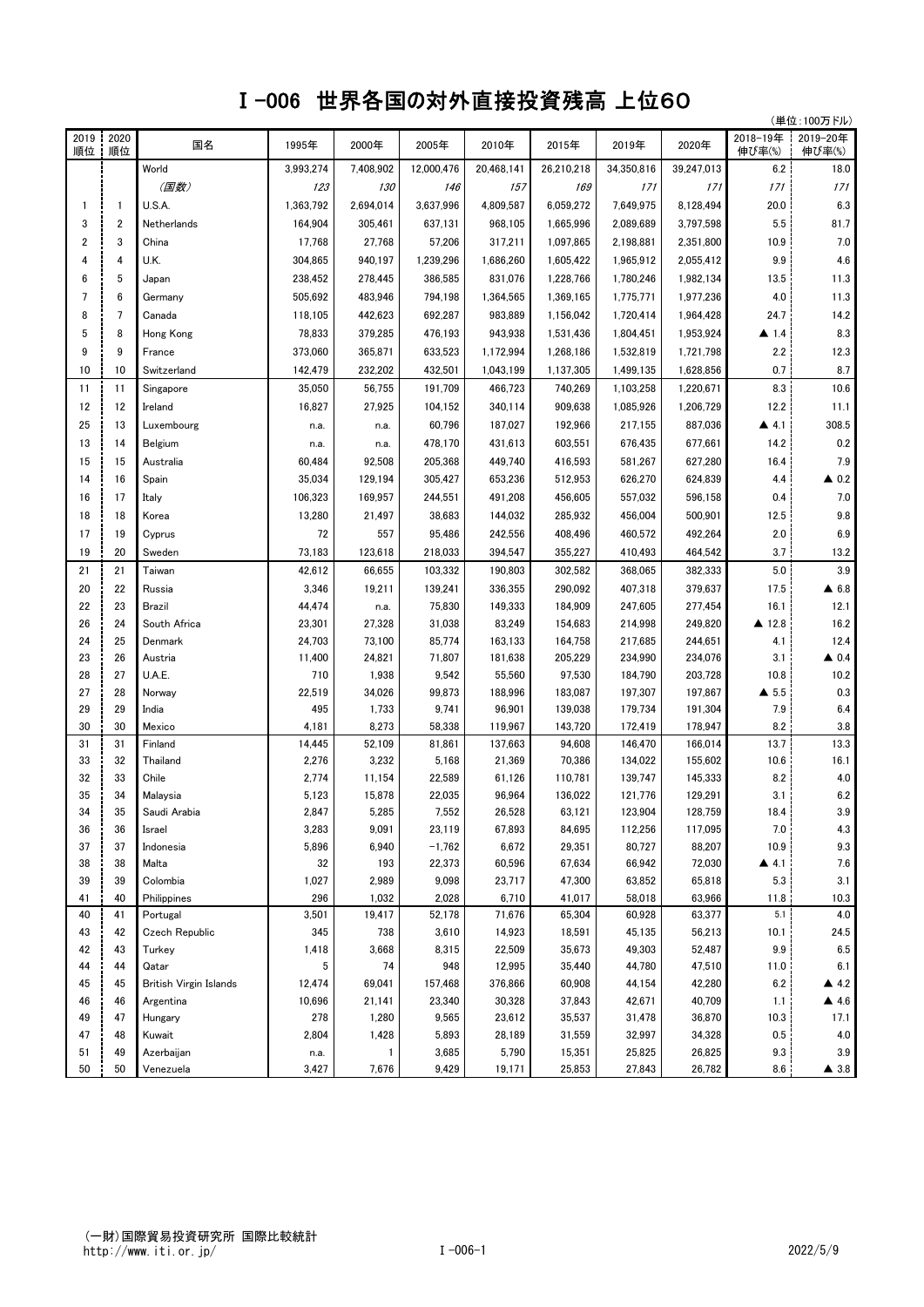# Ⅰ-006 世界各国の対外直接投資残高 上位60

（単位：100万ドル）

| 2019順位 | 2020順位 | 国名 | 1995年 | 2000年 | 2005年 | 2010年 | 2015年 | 2019年 | 2020年 | 2018-19年伸び率(%) | 2019-20年伸び率(%) |
|---|---|---|---|---|---|---|---|---|---|---|---|
| | | World | 3,993,274 | 7,408,902 | 12,000,476 | 20,468,141 | 26,210,218 | 34,350,816 | 39,247,013 | 6.2 | 18.0 |
| | | *(国数)* | *123* | *130* | *146* | *157* | *169* | *171* | *171* | *171* | *171* |
| 1 | 1 | U.S.A. | 1,363,792 | 2,694,014 | 3,637,996 | 4,809,587 | 6,059,272 | 7,649,975 | 8,128,494 | 20.0 | 6.3 |
| 3 | 2 | Netherlands | 164,904 | 305,461 | 637,131 | 968,105 | 1,665,996 | 2,089,689 | 3,797,598 | 5.5 | 81.7 |
| 2 | 3 | China | 17,768 | 27,768 | 57,206 | 317,211 | 1,097,865 | 2,198,881 | 2,351,800 | 10.9 | 7.0 |
| 4 | 4 | U.K. | 304,865 | 940,197 | 1,239,296 | 1,686,260 | 1,605,422 | 1,965,912 | 2,055,412 | 9.9 | 4.6 |
| 6 | 5 | Japan | 238,452 | 278,445 | 386,585 | 831,076 | 1,228,766 | 1,780,246 | 1,982,134 | 13.5 | 11.3 |
| 7 | 6 | Germany | 505,692 | 483,946 | 794,198 | 1,364,565 | 1,369,165 | 1,775,771 | 1,977,236 | 4.0 | 11.3 |
| 8 | 7 | Canada | 118,105 | 442,623 | 692,287 | 983,889 | 1,156,042 | 1,720,414 | 1,964,428 | 24.7 | 14.2 |
| 5 | 8 | Hong Kong | 78,833 | 379,285 | 476,193 | 943,938 | 1,531,436 | 1,804,451 | 1,953,924 | ▲ 1.4 | 8.3 |
| 9 | 9 | France | 373,060 | 365,871 | 633,523 | 1,172,994 | 1,268,186 | 1,532,819 | 1,721,798 | 2.2 | 12.3 |
| 10 | 10 | Switzerland | 142,479 | 232,202 | 432,501 | 1,043,199 | 1,137,305 | 1,499,135 | 1,628,856 | 0.7 | 8.7 |
| 11 | 11 | Singapore | 35,050 | 56,755 | 191,709 | 466,723 | 740,269 | 1,103,258 | 1,220,671 | 8.3 | 10.6 |
| 12 | 12 | Ireland | 16,827 | 27,925 | 104,152 | 340,114 | 909,638 | 1,085,926 | 1,206,729 | 12.2 | 11.1 |
| 25 | 13 | Luxembourg | n.a. | n.a. | 60,796 | 187,027 | 192,966 | 217,155 | 887,036 | ▲ 4.1 | 308.5 |
| 13 | 14 | Belgium | n.a. | n.a. | 478,170 | 431,613 | 603,551 | 676,435 | 677,661 | 14.2 | 0.2 |
| 15 | 15 | Australia | 60,484 | 92,508 | 205,368 | 449,740 | 416,593 | 581,267 | 627,280 | 16.4 | 7.9 |
| 14 | 16 | Spain | 35,034 | 129,194 | 305,427 | 653,236 | 512,953 | 626,270 | 624,839 | 4.4 | ▲ 0.2 |
| 16 | 17 | Italy | 106,323 | 169,957 | 244,551 | 491,208 | 456,605 | 557,032 | 596,158 | 0.4 | 7.0 |
| 18 | 18 | Korea | 13,280 | 21,497 | 38,683 | 144,032 | 285,932 | 456,004 | 500,901 | 12.5 | 9.8 |
| 17 | 19 | Cyprus | 72 | 557 | 95,486 | 242,556 | 408,496 | 460,572 | 492,264 | 2.0 | 6.9 |
| 19 | 20 | Sweden | 73,183 | 123,618 | 218,033 | 394,547 | 355,227 | 410,493 | 464,542 | 3.7 | 13.2 |
| 21 | 21 | Taiwan | 42,612 | 66,655 | 103,332 | 190,803 | 302,582 | 368,065 | 382,333 | 5.0 | 3.9 |
| 20 | 22 | Russia | 3,346 | 19,211 | 139,241 | 336,355 | 290,092 | 407,318 | 379,637 | 17.5 | ▲ 6.8 |
| 22 | 23 | Brazil | 44,474 | n.a. | 75,830 | 149,333 | 184,909 | 247,605 | 277,454 | 16.1 | 12.1 |
| 26 | 24 | South Africa | 23,301 | 27,328 | 31,038 | 83,249 | 154,683 | 214,998 | 249,820 | ▲ 12.8 | 16.2 |
| 24 | 25 | Denmark | 24,703 | 73,100 | 85,774 | 163,133 | 164,758 | 217,685 | 244,651 | 4.1 | 12.4 |
| 23 | 26 | Austria | 11,400 | 24,821 | 71,807 | 181,638 | 205,229 | 234,990 | 234,076 | 3.1 | ▲ 0.4 |
| 28 | 27 | U.A.E. | 710 | 1,938 | 9,542 | 55,560 | 97,530 | 184,790 | 203,728 | 10.8 | 10.2 |
| 27 | 28 | Norway | 22,519 | 34,026 | 99,873 | 188,996 | 183,087 | 197,307 | 197,867 | ▲ 5.5 | 0.3 |
| 29 | 29 | India | 495 | 1,733 | 9,741 | 96,901 | 139,038 | 179,734 | 191,304 | 7.9 | 6.4 |
| 30 | 30 | Mexico | 4,181 | 8,273 | 58,338 | 119,967 | 143,720 | 172,419 | 178,947 | 8.2 | 3.8 |
| 31 | 31 | Finland | 14,445 | 52,109 | 81,861 | 137,663 | 94,608 | 146,470 | 166,014 | 13.7 | 13.3 |
| 33 | 32 | Thailand | 2,276 | 3,232 | 5,168 | 21,369 | 70,386 | 134,022 | 155,602 | 10.6 | 16.1 |
| 32 | 33 | Chile | 2,774 | 11,154 | 22,589 | 61,126 | 110,781 | 139,747 | 145,333 | 8.2 | 4.0 |
| 35 | 34 | Malaysia | 5,123 | 15,878 | 22,035 | 96,964 | 136,022 | 121,776 | 129,291 | 3.1 | 6.2 |
| 34 | 35 | Saudi Arabia | 2,847 | 5,285 | 7,552 | 26,528 | 63,121 | 123,904 | 128,759 | 18.4 | 3.9 |
| 36 | 36 | Israel | 3,283 | 9,091 | 23,119 | 67,893 | 84,695 | 112,256 | 117,095 | 7.0 | 4.3 |
| 37 | 37 | Indonesia | 5,896 | 6,940 | −1,762 | 6,672 | 29,351 | 80,727 | 88,207 | 10.9 | 9.3 |
| 38 | 38 | Malta | 32 | 193 | 22,373 | 60,596 | 67,634 | 66,942 | 72,030 | ▲ 4.1 | 7.6 |
| 39 | 39 | Colombia | 1,027 | 2,989 | 9,098 | 23,717 | 47,300 | 63,852 | 65,818 | 5.3 | 3.1 |
| 41 | 40 | Philippines | 296 | 1,032 | 2,028 | 6,710 | 41,017 | 58,018 | 63,966 | 11.8 | 10.3 |
| 40 | 41 | Portugal | 3,501 | 19,417 | 52,178 | 71,676 | 65,304 | 60,928 | 63,377 | 5.1 | 4.0 |
| 43 | 42 | Czech Republic | 345 | 738 | 3,610 | 14,923 | 18,591 | 45,135 | 56,213 | 10.1 | 24.5 |
| 42 | 43 | Turkey | 1,418 | 3,668 | 8,315 | 22,509 | 35,673 | 49,303 | 52,487 | 9.9 | 6.5 |
| 44 | 44 | Qatar | 5 | 74 | 948 | 12,995 | 35,440 | 44,780 | 47,510 | 11.0 | 6.1 |
| 45 | 45 | British Virgin Islands | 12,474 | 69,041 | 157,468 | 376,866 | 60,908 | 44,154 | 42,280 | 6.2 | ▲ 4.2 |
| 46 | 46 | Argentina | 10,696 | 21,141 | 23,340 | 30,328 | 37,843 | 42,671 | 40,709 | 1.1 | ▲ 4.6 |
| 49 | 47 | Hungary | 278 | 1,280 | 9,565 | 23,612 | 35,537 | 31,478 | 36,870 | 10.3 | 17.1 |
| 47 | 48 | Kuwait | 2,804 | 1,428 | 5,893 | 28,189 | 31,559 | 32,997 | 34,328 | 0.5 | 4.0 |
| 51 | 49 | Azerbaijan | n.a. | 1 | 3,685 | 5,790 | 15,351 | 25,825 | 26,825 | 9.3 | 3.9 |
| 50 | 50 | Venezuela | 3,427 | 7,676 | 9,429 | 19,171 | 25,853 | 27,843 | 26,782 | 8.6 | ▲ 3.8 |

(一財)国際貿易投資研究所 国際比較統計
http://www.iti.or.jp/

2022/5/9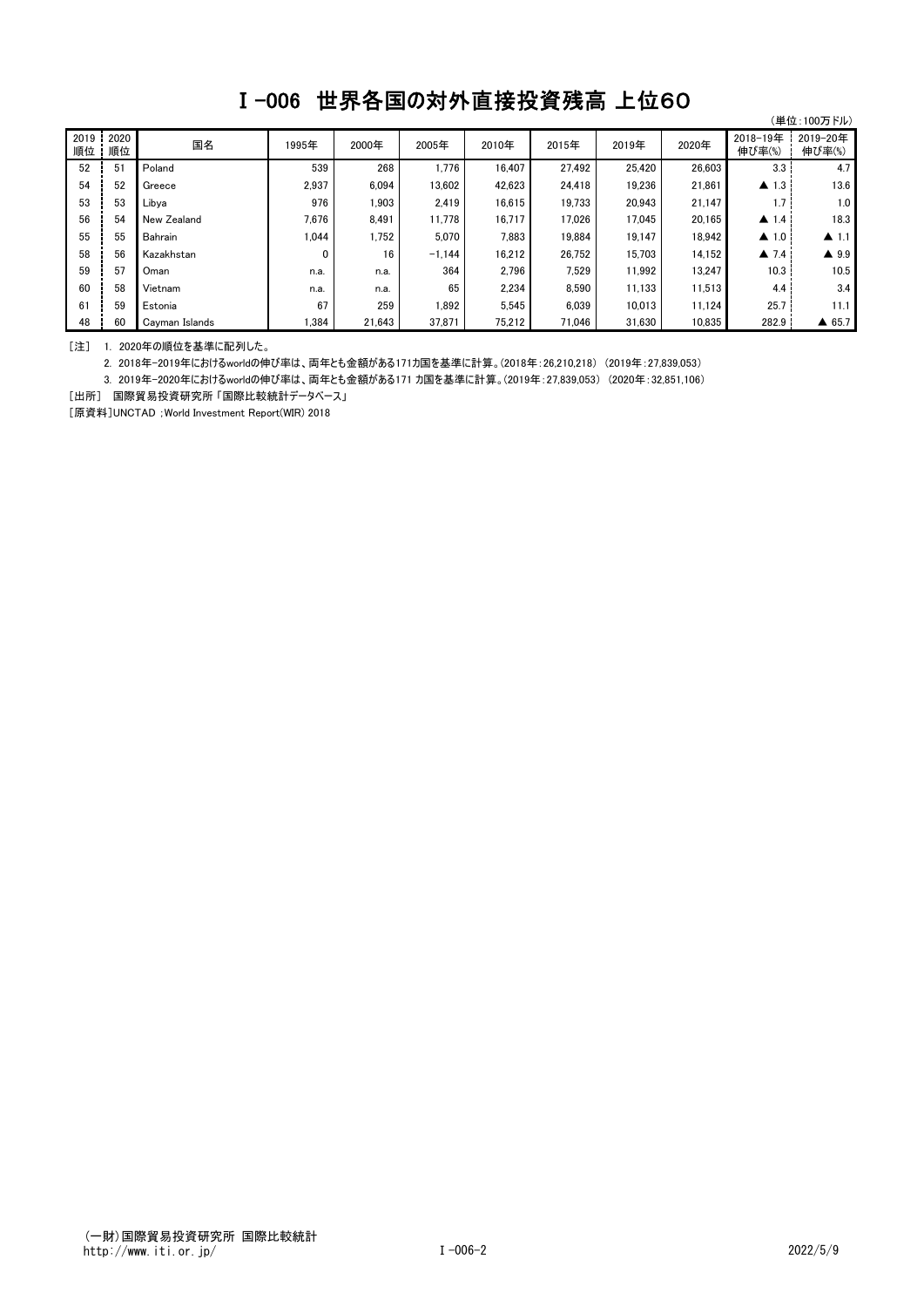# Ⅰ-006 世界各国の対外直接投資残高 上位60

（単位：100万ドル）

| 2019順位 | 2020順位 | 国名 | 1995年 | 2000年 | 2005年 | 2010年 | 2015年 | 2019年 | 2020年 | 2018-19年伸び率(%) | 2019-20年伸び率(%) |
|---|---|---|---|---|---|---|---|---|---|---|---|
| 52 | 51 | Poland | 539 | 268 | 1,776 | 16,407 | 27,492 | 25,420 | 26,603 | 3.3 | 4.7 |
| 54 | 52 | Greece | 2,937 | 6,094 | 13,602 | 42,623 | 24,418 | 19,236 | 21,861 | ▲ 1.3 | 13.6 |
| 53 | 53 | Libya | 976 | 1,903 | 2,419 | 16,615 | 19,733 | 20,943 | 21,147 | 1.7 | 1.0 |
| 56 | 54 | New Zealand | 7,676 | 8,491 | 11,778 | 16,717 | 17,026 | 17,045 | 20,165 | ▲ 1.4 | 18.3 |
| 55 | 55 | Bahrain | 1,044 | 1,752 | 5,070 | 7,883 | 19,884 | 19,147 | 18,942 | ▲ 1.0 | ▲ 1.1 |
| 58 | 56 | Kazakhstan | 0 | 16 | −1,144 | 16,212 | 26,752 | 15,703 | 14,152 | ▲ 7.4 | ▲ 9.9 |
| 59 | 57 | Oman | n.a. | n.a. | 364 | 2,796 | 7,529 | 11,992 | 13,247 | 10.3 | 10.5 |
| 60 | 58 | Vietnam | n.a. | n.a. | 65 | 2,234 | 8,590 | 11,133 | 11,513 | 4.4 | 3.4 |
| 61 | 59 | Estonia | 67 | 259 | 1,892 | 5,545 | 6,039 | 10,013 | 11,124 | 25.7 | 11.1 |
| 48 | 60 | Cayman Islands | 1,384 | 21,643 | 37,871 | 75,212 | 71,046 | 31,630 | 10,835 | 282.9 | ▲ 65.7 |

［注］ 1. 2020年の順位を基準に配列した。

2. 2018年-2019年におけるworldの伸び率は、両年とも金額がある171カ国を基準に計算。（2018年：26,210,218） （2019年：27,839,053）

3. 2019年-2020年におけるworldの伸び率は、両年とも金額がある171 カ国を基準に計算。（2019年：27,839,053） （2020年：32,851,106）

［出所］ 国際貿易投資研究所「国際比較統計データベース」

［原資料］UNCTAD ;World Investment Report(WIR) 2018

(一財)国際貿易投資研究所 国際比較統計
http://www.iti.or.jp/

2022/5/9